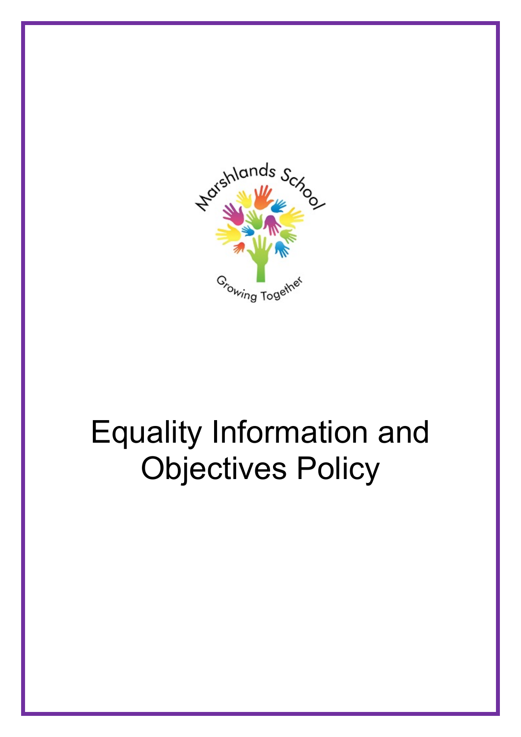Marshlands School

Growing Together

# Equality Information and Objectives Policy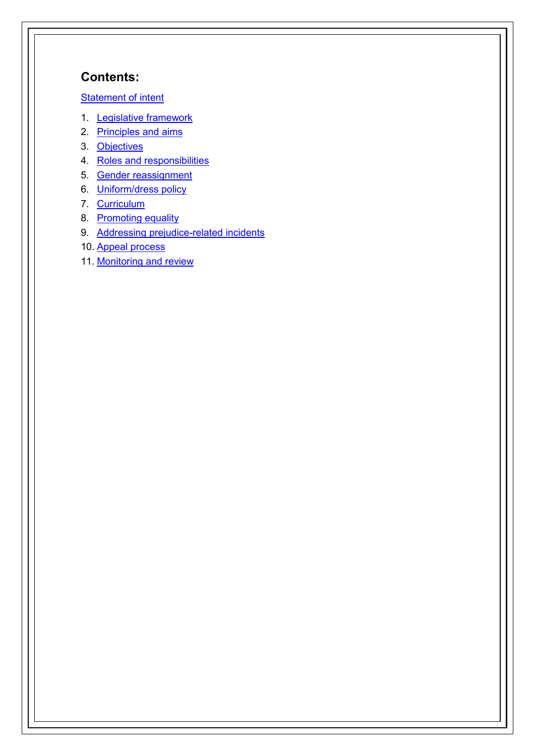## Contents:

Statement of intent

1. Legislative framework
2. Principles and aims
3. Objectives
4. Roles and responsibilities
5. Gender reassignment
6. Uniform/dress policy
7. Curriculum
8. Promoting equality
9. Addressing prejudice-related incidents
10. Appeal process
11. Monitoring and review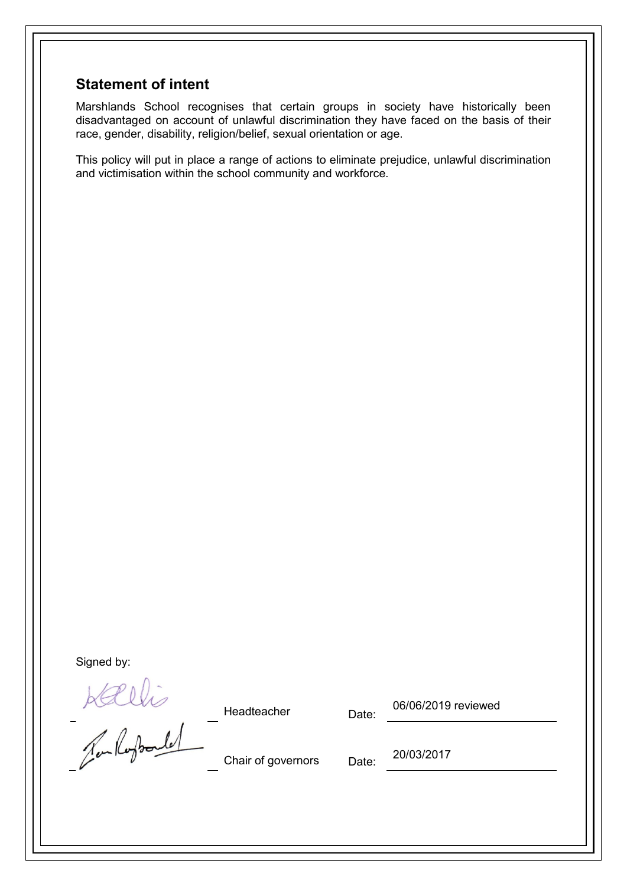## Statement of intent

Marshlands School recognises that certain groups in society have historically been disadvantaged on account of unlawful discrimination they have faced on the basis of their race, gender, disability, religion/belief, sexual orientation or age.

This policy will put in place a range of actions to eliminate prejudice, unlawful discrimination and victimisation within the school community and workforce.

Signed by:

| | | | |
|---|---|---|---|
| ______ | Headteacher | Date: | 06/06/2019 reviewed |
| ______ | Chair of governors | Date: | 20/03/2017 |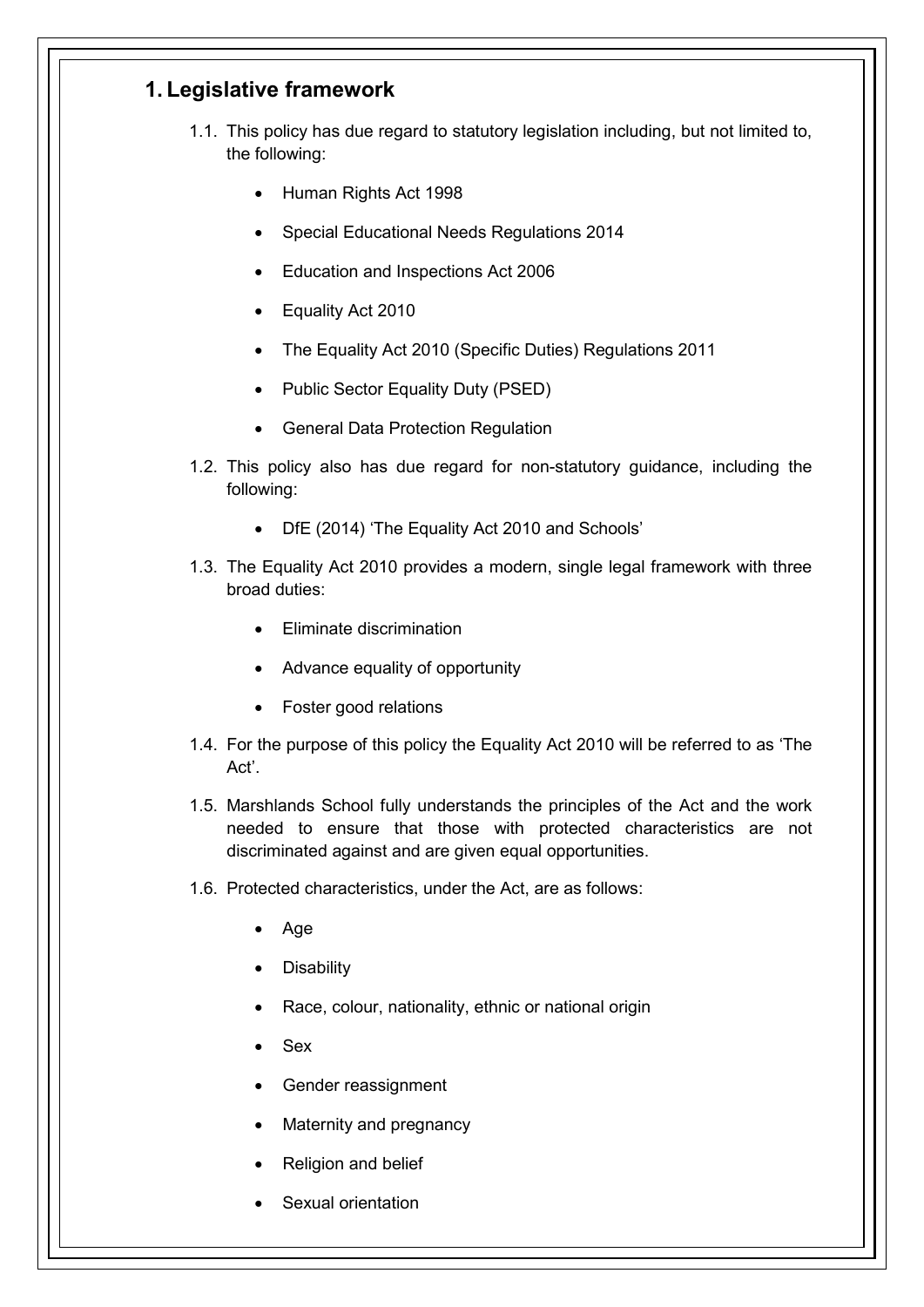## 1. Legislative framework

1.1. This policy has due regard to statutory legislation including, but not limited to, the following:

- Human Rights Act 1998
- Special Educational Needs Regulations 2014
- Education and Inspections Act 2006
- Equality Act 2010
- The Equality Act 2010 (Specific Duties) Regulations 2011
- Public Sector Equality Duty (PSED)
- General Data Protection Regulation

1.2. This policy also has due regard for non-statutory guidance, including the following:

- DfE (2014) 'The Equality Act 2010 and Schools'

1.3. The Equality Act 2010 provides a modern, single legal framework with three broad duties:

- Eliminate discrimination
- Advance equality of opportunity
- Foster good relations

1.4. For the purpose of this policy the Equality Act 2010 will be referred to as 'The Act'.

1.5. Marshlands School fully understands the principles of the Act and the work needed to ensure that those with protected characteristics are not discriminated against and are given equal opportunities.

1.6. Protected characteristics, under the Act, are as follows:

- Age
- Disability
- Race, colour, nationality, ethnic or national origin
- Sex
- Gender reassignment
- Maternity and pregnancy
- Religion and belief
- Sexual orientation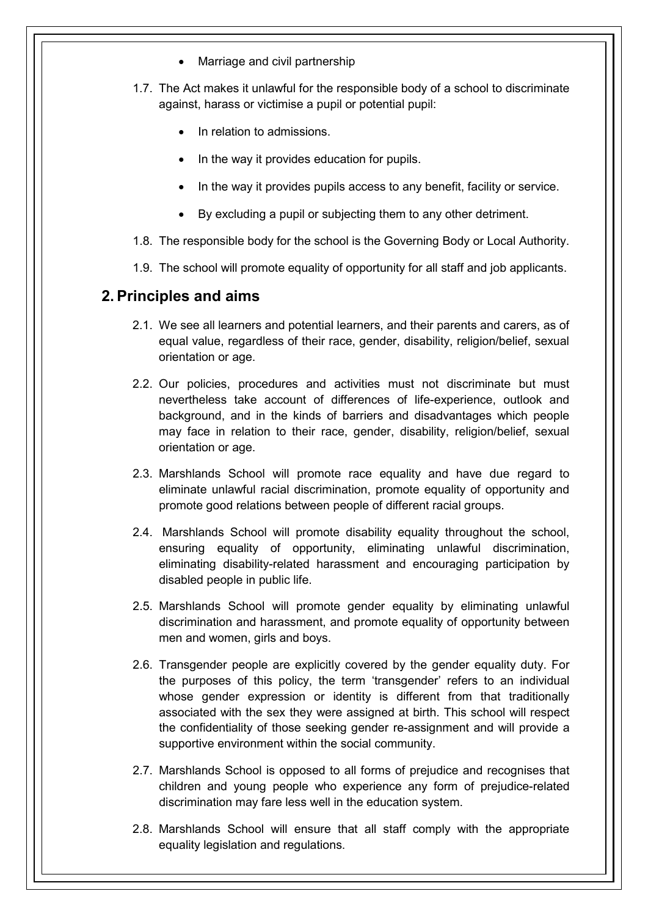- Marriage and civil partnership

1.7. The Act makes it unlawful for the responsible body of a school to discriminate against, harass or victimise a pupil or potential pupil:

- In relation to admissions.
- In the way it provides education for pupils.
- In the way it provides pupils access to any benefit, facility or service.
- By excluding a pupil or subjecting them to any other detriment.

1.8. The responsible body for the school is the Governing Body or Local Authority.

1.9. The school will promote equality of opportunity for all staff and job applicants.

## 2. Principles and aims

2.1. We see all learners and potential learners, and their parents and carers, as of equal value, regardless of their race, gender, disability, religion/belief, sexual orientation or age.

2.2. Our policies, procedures and activities must not discriminate but must nevertheless take account of differences of life-experience, outlook and background, and in the kinds of barriers and disadvantages which people may face in relation to their race, gender, disability, religion/belief, sexual orientation or age.

2.3. Marshlands School will promote race equality and have due regard to eliminate unlawful racial discrimination, promote equality of opportunity and promote good relations between people of different racial groups.

2.4. Marshlands School will promote disability equality throughout the school, ensuring equality of opportunity, eliminating unlawful discrimination, eliminating disability-related harassment and encouraging participation by disabled people in public life.

2.5. Marshlands School will promote gender equality by eliminating unlawful discrimination and harassment, and promote equality of opportunity between men and women, girls and boys.

2.6. Transgender people are explicitly covered by the gender equality duty. For the purposes of this policy, the term 'transgender' refers to an individual whose gender expression or identity is different from that traditionally associated with the sex they were assigned at birth. This school will respect the confidentiality of those seeking gender re-assignment and will provide a supportive environment within the social community.

2.7. Marshlands School is opposed to all forms of prejudice and recognises that children and young people who experience any form of prejudice-related discrimination may fare less well in the education system.

2.8. Marshlands School will ensure that all staff comply with the appropriate equality legislation and regulations.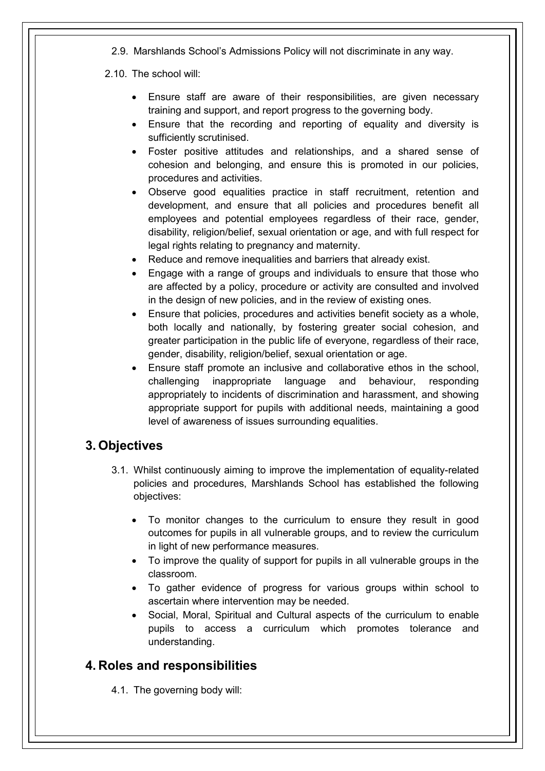2.9. Marshlands School's Admissions Policy will not discriminate in any way.

2.10. The school will:

- Ensure staff are aware of their responsibilities, are given necessary training and support, and report progress to the governing body.
- Ensure that the recording and reporting of equality and diversity is sufficiently scrutinised.
- Foster positive attitudes and relationships, and a shared sense of cohesion and belonging, and ensure this is promoted in our policies, procedures and activities.
- Observe good equalities practice in staff recruitment, retention and development, and ensure that all policies and procedures benefit all employees and potential employees regardless of their race, gender, disability, religion/belief, sexual orientation or age, and with full respect for legal rights relating to pregnancy and maternity.
- Reduce and remove inequalities and barriers that already exist.
- Engage with a range of groups and individuals to ensure that those who are affected by a policy, procedure or activity are consulted and involved in the design of new policies, and in the review of existing ones.
- Ensure that policies, procedures and activities benefit society as a whole, both locally and nationally, by fostering greater social cohesion, and greater participation in the public life of everyone, regardless of their race, gender, disability, religion/belief, sexual orientation or age.
- Ensure staff promote an inclusive and collaborative ethos in the school, challenging inappropriate language and behaviour, responding appropriately to incidents of discrimination and harassment, and showing appropriate support for pupils with additional needs, maintaining a good level of awareness of issues surrounding equalities.

## 3. Objectives

3.1. Whilst continuously aiming to improve the implementation of equality-related policies and procedures, Marshlands School has established the following objectives:

- To monitor changes to the curriculum to ensure they result in good outcomes for pupils in all vulnerable groups, and to review the curriculum in light of new performance measures.
- To improve the quality of support for pupils in all vulnerable groups in the classroom.
- To gather evidence of progress for various groups within school to ascertain where intervention may be needed.
- Social, Moral, Spiritual and Cultural aspects of the curriculum to enable pupils to access a curriculum which promotes tolerance and understanding.

## 4. Roles and responsibilities

4.1. The governing body will: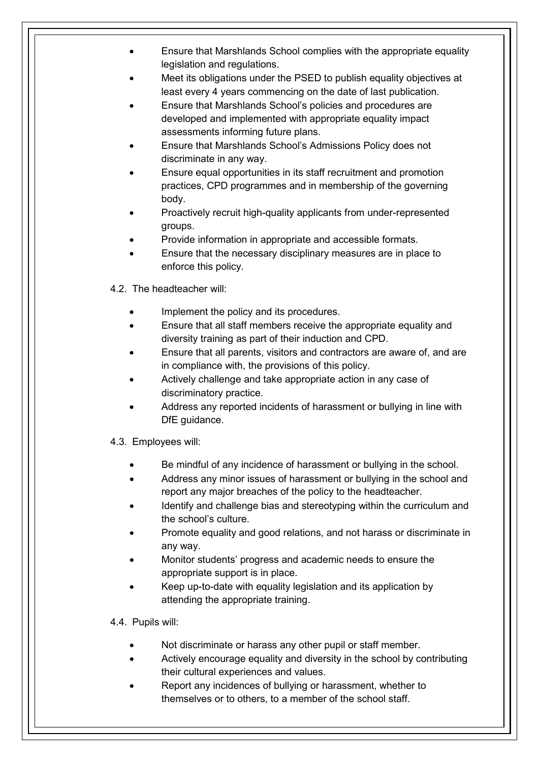- Ensure that Marshlands School complies with the appropriate equality legislation and regulations.
- Meet its obligations under the PSED to publish equality objectives at least every 4 years commencing on the date of last publication.
- Ensure that Marshlands School's policies and procedures are developed and implemented with appropriate equality impact assessments informing future plans.
- Ensure that Marshlands School's Admissions Policy does not discriminate in any way.
- Ensure equal opportunities in its staff recruitment and promotion practices, CPD programmes and in membership of the governing body.
- Proactively recruit high-quality applicants from under-represented groups.
- Provide information in appropriate and accessible formats.
- Ensure that the necessary disciplinary measures are in place to enforce this policy.

4.2. The headteacher will:

- Implement the policy and its procedures.
- Ensure that all staff members receive the appropriate equality and diversity training as part of their induction and CPD.
- Ensure that all parents, visitors and contractors are aware of, and are in compliance with, the provisions of this policy.
- Actively challenge and take appropriate action in any case of discriminatory practice.
- Address any reported incidents of harassment or bullying in line with DfE guidance.

4.3. Employees will:

- Be mindful of any incidence of harassment or bullying in the school.
- Address any minor issues of harassment or bullying in the school and report any major breaches of the policy to the headteacher.
- Identify and challenge bias and stereotyping within the curriculum and the school's culture.
- Promote equality and good relations, and not harass or discriminate in any way.
- Monitor students' progress and academic needs to ensure the appropriate support is in place.
- Keep up-to-date with equality legislation and its application by attending the appropriate training.

4.4. Pupils will:

- Not discriminate or harass any other pupil or staff member.
- Actively encourage equality and diversity in the school by contributing their cultural experiences and values.
- Report any incidences of bullying or harassment, whether to themselves or to others, to a member of the school staff.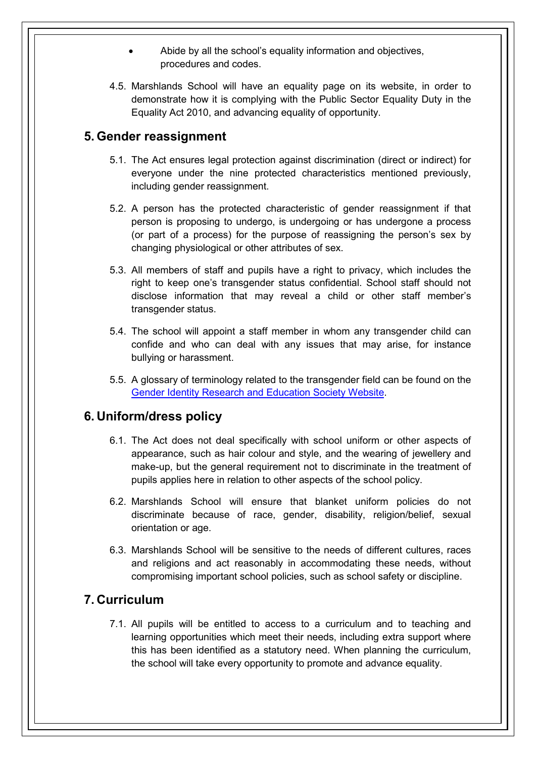- Abide by all the school's equality information and objectives, procedures and codes.

4.5. Marshlands School will have an equality page on its website, in order to demonstrate how it is complying with the Public Sector Equality Duty in the Equality Act 2010, and advancing equality of opportunity.

## 5. Gender reassignment

5.1. The Act ensures legal protection against discrimination (direct or indirect) for everyone under the nine protected characteristics mentioned previously, including gender reassignment.

5.2. A person has the protected characteristic of gender reassignment if that person is proposing to undergo, is undergoing or has undergone a process (or part of a process) for the purpose of reassigning the person's sex by changing physiological or other attributes of sex.

5.3. All members of staff and pupils have a right to privacy, which includes the right to keep one's transgender status confidential. School staff should not disclose information that may reveal a child or other staff member's transgender status.

5.4. The school will appoint a staff member in whom any transgender child can confide and who can deal with any issues that may arise, for instance bullying or harassment.

5.5. A glossary of terminology related to the transgender field can be found on the Gender Identity Research and Education Society Website.

## 6. Uniform/dress policy

6.1. The Act does not deal specifically with school uniform or other aspects of appearance, such as hair colour and style, and the wearing of jewellery and make-up, but the general requirement not to discriminate in the treatment of pupils applies here in relation to other aspects of the school policy.

6.2. Marshlands School will ensure that blanket uniform policies do not discriminate because of race, gender, disability, religion/belief, sexual orientation or age.

6.3. Marshlands School will be sensitive to the needs of different cultures, races and religions and act reasonably in accommodating these needs, without compromising important school policies, such as school safety or discipline.

## 7. Curriculum

7.1. All pupils will be entitled to access to a curriculum and to teaching and learning opportunities which meet their needs, including extra support where this has been identified as a statutory need. When planning the curriculum, the school will take every opportunity to promote and advance equality.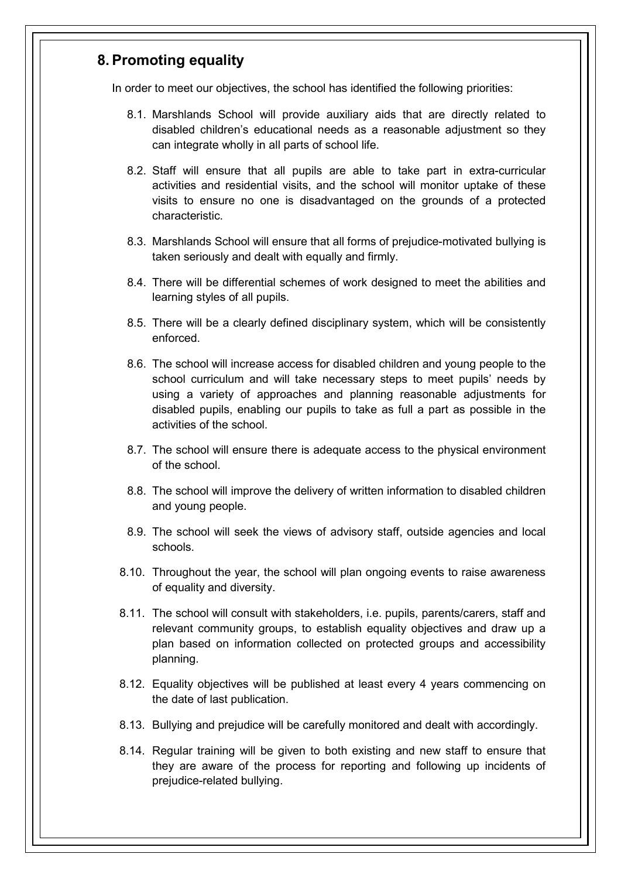## 8. Promoting equality

In order to meet our objectives, the school has identified the following priorities:

8.1. Marshlands School will provide auxiliary aids that are directly related to disabled children's educational needs as a reasonable adjustment so they can integrate wholly in all parts of school life.

8.2. Staff will ensure that all pupils are able to take part in extra-curricular activities and residential visits, and the school will monitor uptake of these visits to ensure no one is disadvantaged on the grounds of a protected characteristic.

8.3. Marshlands School will ensure that all forms of prejudice-motivated bullying is taken seriously and dealt with equally and firmly.

8.4. There will be differential schemes of work designed to meet the abilities and learning styles of all pupils.

8.5. There will be a clearly defined disciplinary system, which will be consistently enforced.

8.6. The school will increase access for disabled children and young people to the school curriculum and will take necessary steps to meet pupils' needs by using a variety of approaches and planning reasonable adjustments for disabled pupils, enabling our pupils to take as full a part as possible in the activities of the school.

8.7. The school will ensure there is adequate access to the physical environment of the school.

8.8. The school will improve the delivery of written information to disabled children and young people.

8.9. The school will seek the views of advisory staff, outside agencies and local schools.

8.10. Throughout the year, the school will plan ongoing events to raise awareness of equality and diversity.

8.11. The school will consult with stakeholders, i.e. pupils, parents/carers, staff and relevant community groups, to establish equality objectives and draw up a plan based on information collected on protected groups and accessibility planning.

8.12. Equality objectives will be published at least every 4 years commencing on the date of last publication.

8.13. Bullying and prejudice will be carefully monitored and dealt with accordingly.

8.14. Regular training will be given to both existing and new staff to ensure that they are aware of the process for reporting and following up incidents of prejudice-related bullying.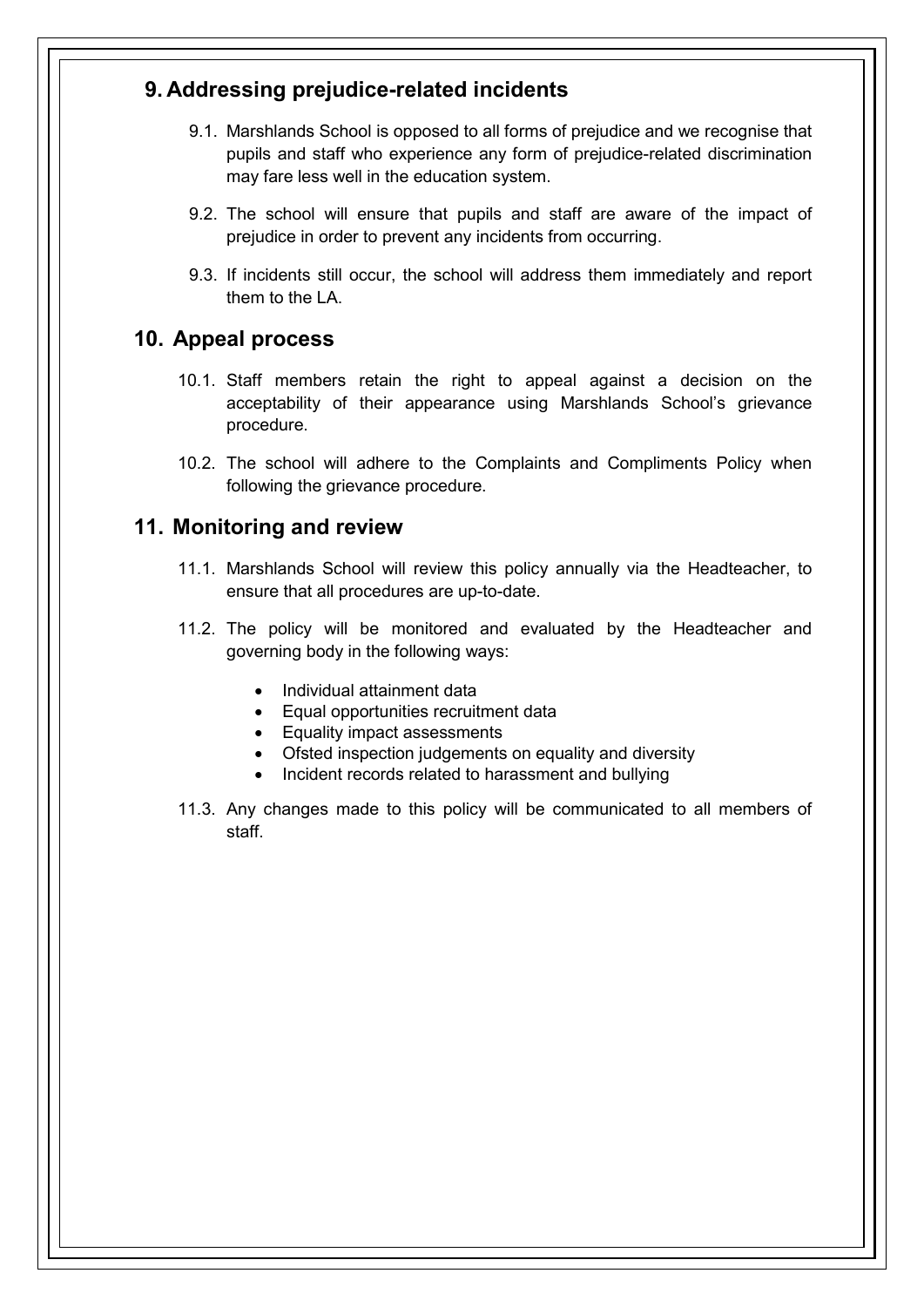## 9. Addressing prejudice-related incidents

9.1. Marshlands School is opposed to all forms of prejudice and we recognise that pupils and staff who experience any form of prejudice-related discrimination may fare less well in the education system.

9.2. The school will ensure that pupils and staff are aware of the impact of prejudice in order to prevent any incidents from occurring.

9.3. If incidents still occur, the school will address them immediately and report them to the LA.

## 10. Appeal process

10.1. Staff members retain the right to appeal against a decision on the acceptability of their appearance using Marshlands School's grievance procedure.

10.2. The school will adhere to the Complaints and Compliments Policy when following the grievance procedure.

## 11. Monitoring and review

11.1. Marshlands School will review this policy annually via the Headteacher, to ensure that all procedures are up-to-date.

11.2. The policy will be monitored and evaluated by the Headteacher and governing body in the following ways:

- Individual attainment data
- Equal opportunities recruitment data
- Equality impact assessments
- Ofsted inspection judgements on equality and diversity
- Incident records related to harassment and bullying

11.3. Any changes made to this policy will be communicated to all members of staff.